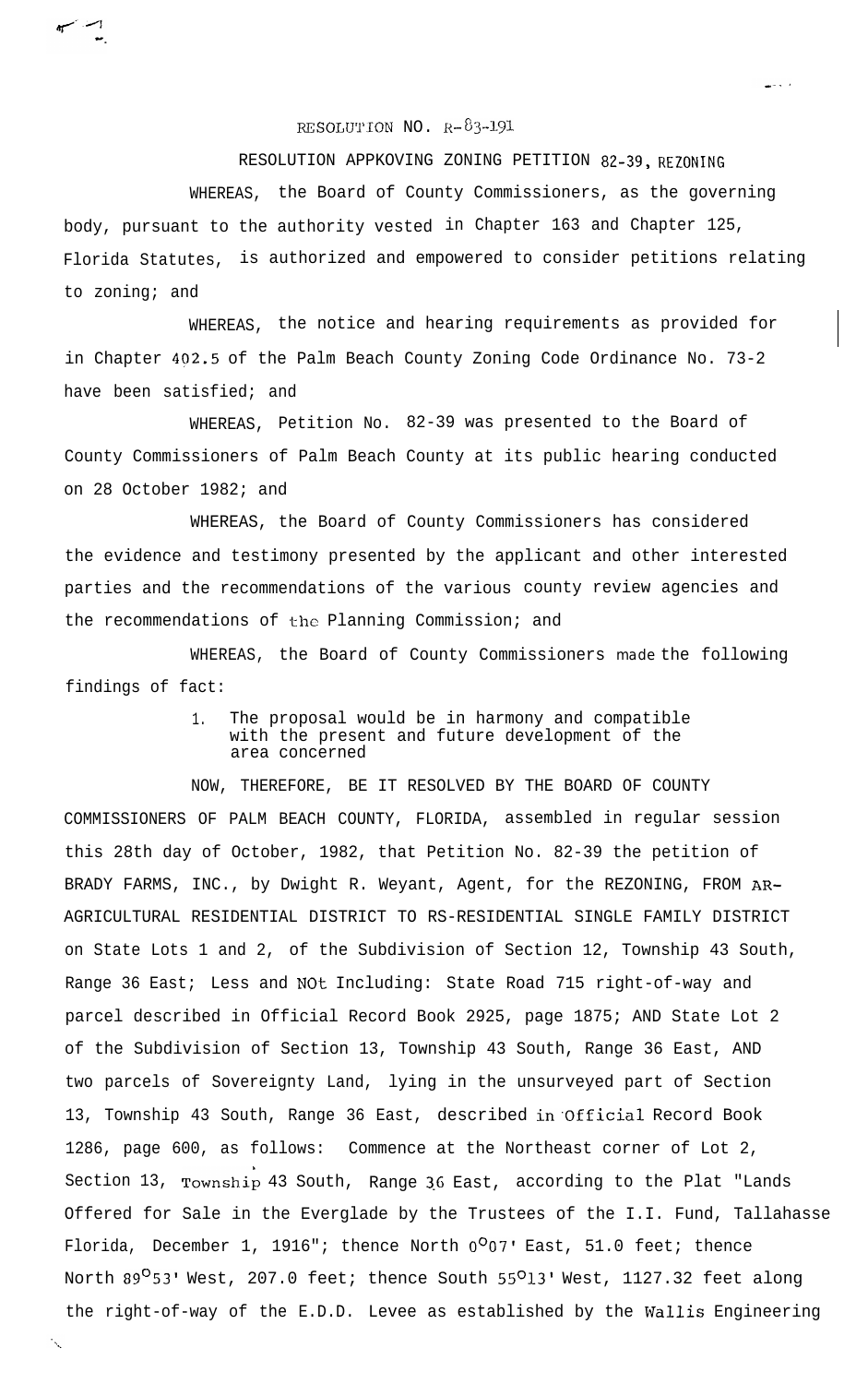RESOLUTION NO. R-83-191

RESOLUTION APPKOVING ZONING PETITION 82-39, REZONING

WHEREAS, the Board of County Commissioners, as the governing body, pursuant to the authority vested in Chapter 163 and Chapter 125, Florida Statutes, is authorized and empowered to consider petitions relating to zoning; and

WHEREAS, the notice and hearing requirements as provided for in Chapter 402.5 of the Palm Beach County Zoning Code Ordinance No. 73-2 have been satisfied; and

WHEREAS, Petition No. 82-39 was presented to the Board of County Commissioners of Palm Beach County at its public hearing conducted on 28 October 1982; and

WHEREAS, the Board of County Commissioners has considered the evidence and testimony presented by the applicant and other interested parties and the recommendations of the various county review agencies and the recommendations of the Planning Commission; and

WHEREAS, the Board of County Commissioners made the following findings of fact:

1. The proposal would be in harmony and compatible with the present and future development of the area concerned

NOW, THEREFORE, BE IT RESOLVED BY THE BOARD OF COUNTY COMMISSIONERS OF PALM BEACH COUNTY, FLORIDA, assembled in regular session this 28th day of October, 1982, that Petition No. 82-39 the petition of BRADY FARMS, INC., by Dwight R. Weyant, Agent, for the REZONING, FROM AR-AGRICULTURAL RESIDENTIAL DISTRICT TO RS-RESIDENTIAL SINGLE FAMILY DISTRICT on State Lots 1 and 2, of the Subdivision of Section 12, Township 43 South, Range 36 East; Less and NOt Including: State Road 715 right-of-way and parcel described in Official Record Book 2925, page 1875; AND State Lot 2 of the Subdivision of Section 13, Township 43 South, Range 36 East, AND two parcels of Sovereignty Land, lying in the unsurveyed part of Section 13, Township 43 South, Range 36 East, described in Official Record Book 1286, page 600, as follows: Commence at the Northeast corner of Lot 2, Section 13, Township 43 South, Range 36 East, according to the Plat "Lands Offered for Sale in the Everglade by the Trustees of the I.I. Fund, Tallahasse Florida, December 1, 1916"; thence North 0°07' East, 51.0 feet; thence North 89°53' West, 207.0 feet; thence South 55°13' West, 1127.32 feet along the right-of-way of the E.D.D. Levee as established by the Wallis Engineering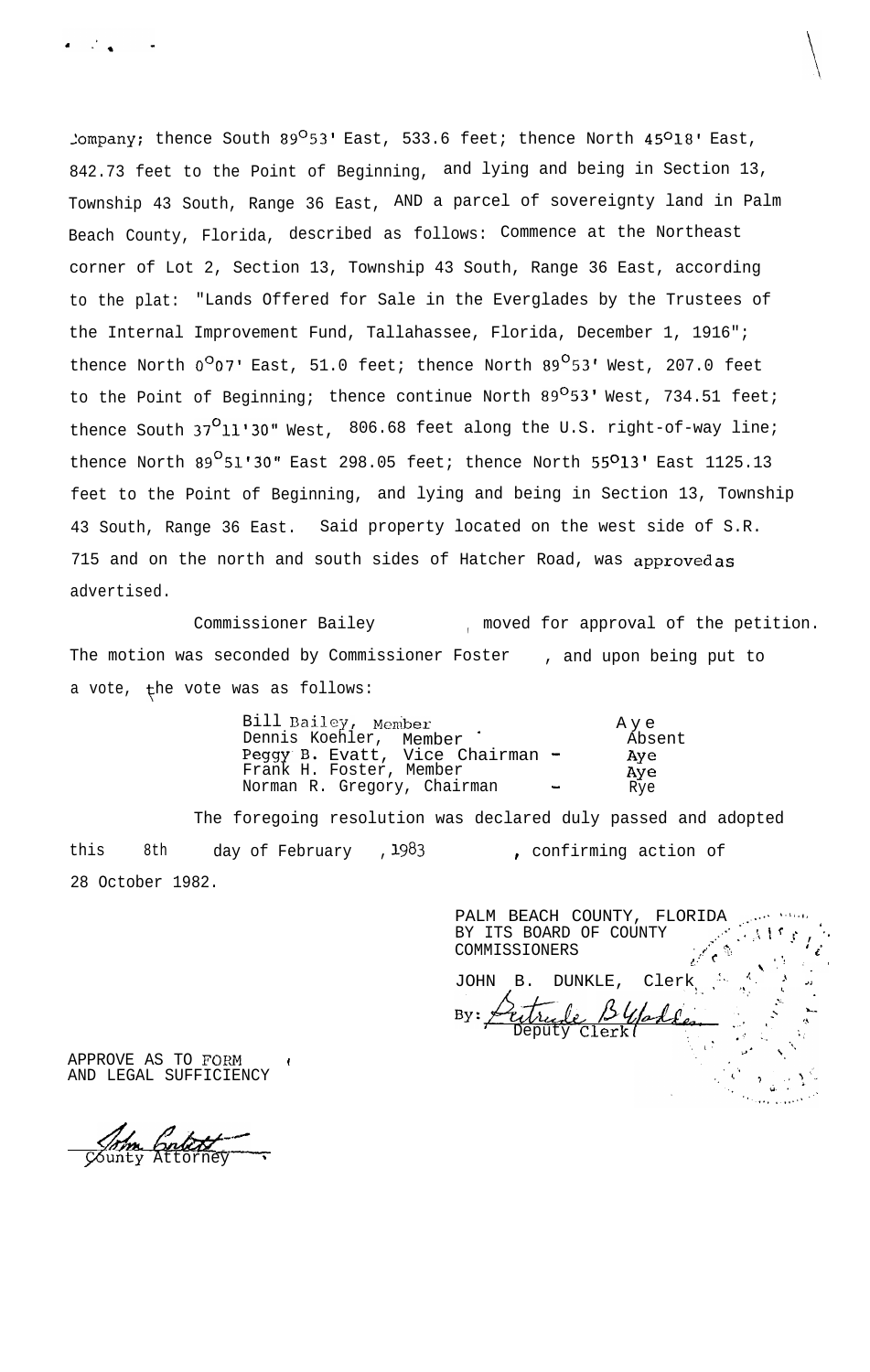Company; thence South 89°53' East, 533.6 feet; thence North 45°18' East, 842.73 feet to the Point of Beginning, and lying and being in Section 13, Township 43 South, Range 36 East, AND a parcel of sovereignty land in Palm Beach County, Florida, described as follows: Commence at the Northeast corner of Lot 2, Section 13, Township 43 South, Range 36 East, according to the plat: "Lands Offered for Sale in the Everglades by the Trustees of the Internal Improvement Fund, Tallahassee, Florida, December 1, 1916"; thence North 0°07' East, 51.0 feet; thence North 89°53' West, 207.0 feet to the Point of Beginning; thence continue North 89°53' West, 734.51 feet; thence South 37°11'30" West, 806.68 feet along the U.S. right-of-way line; thence North 89°51'30" East 298.05 feet; thence North 55°13' East 1125.13 feet to the Point of Beginning, and lying and being in Section 13, Township 43 South, Range 36 East. Said property located on the west side of S.R. 715 and on the north and south sides of Hatcher Road, was approved as advertised.

Commissioner Bailey moved for approval of the petition. The motion was seconded by Commissioner Foster, and upon being put to a vote, the vote was as follows:

| | |
|---|---|
| Bill Bailey, Member | Aye |
| Dennis Koehler, Member | Absent |
| Peggy B. Evatt, Vice Chairman - | Aye |
| Frank H. Foster, Member | Aye |
| Norman R. Gregory, Chairman - | Aye |

The foregoing resolution was declared duly passed and adopted this 8th day of February, 1983, confirming action of 28 October 1982.

PALM BEACH COUNTY, FLORIDA
BY ITS BOARD OF COUNTY COMMISSIONERS

JOHN B. DUNKLE, Clerk

By: Gertrude B. Yadles
Deputy Clerk

APPROVE AS TO FORM AND LEGAL SUFFICIENCY

John Corbett
County Attorney